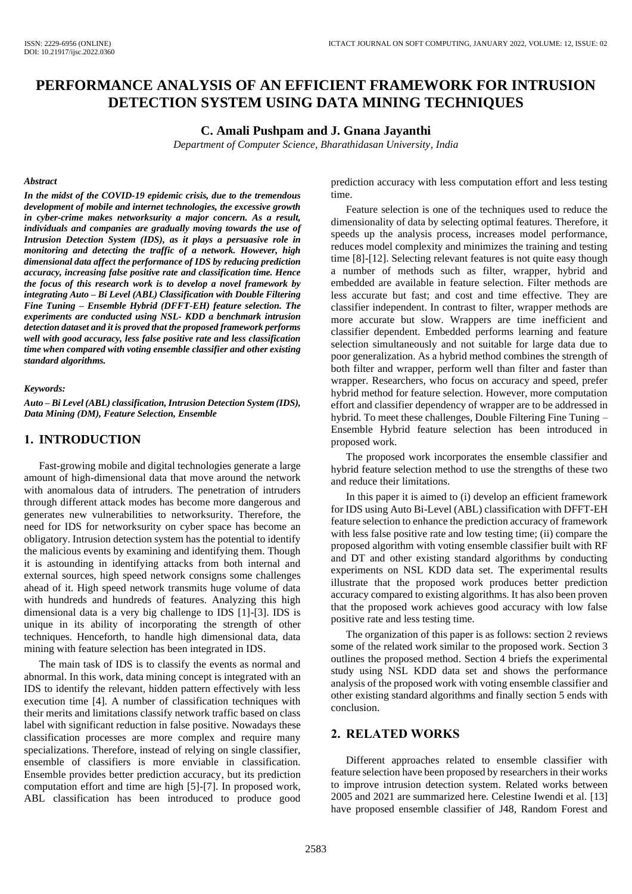# PERFORMANCE ANALYSIS OF AN EFFICIENT FRAMEWORK FOR INTRUSION DETECTION SYSTEM USING DATA MINING TECHNIQUES

**C. Amali Pushpam and J. Gnana Jayanthi**

*Department of Computer Science, Bharathidasan University, India*

***Abstract***

***In the midst of the COVID-19 epidemic crisis, due to the tremendous development of mobile and internet technologies, the excessive growth in cyber-crime makes networksurity a major concern. As a result, individuals and companies are gradually moving towards the use of Intrusion Detection System (IDS), as it plays a persuasive role in monitoring and detecting the traffic of a network. However, high dimensional data affect the performance of IDS by reducing prediction accuracy, increasing false positive rate and classification time. Hence the focus of this research work is to develop a novel framework by integrating Auto – Bi Level (ABL) Classification with Double Filtering Fine Tuning – Ensemble Hybrid (DFFT-EH) feature selection. The experiments are conducted using NSL- KDD a benchmark intrusion detection dataset and it is proved that the proposed framework performs well with good accuracy, less false positive rate and less classification time when compared with voting ensemble classifier and other existing standard algorithms.***

***Keywords:***

***Auto – Bi Level (ABL) classification, Intrusion Detection System (IDS), Data Mining (DM), Feature Selection, Ensemble***

## 1. INTRODUCTION

Fast-growing mobile and digital technologies generate a large amount of high-dimensional data that move around the network with anomalous data of intruders. The penetration of intruders through different attack modes has become more dangerous and generates new vulnerabilities to networksurity. Therefore, the need for IDS for networksurity on cyber space has become an obligatory. Intrusion detection system has the potential to identify the malicious events by examining and identifying them. Though it is astounding in identifying attacks from both internal and external sources, high speed network consigns some challenges ahead of it. High speed network transmits huge volume of data with hundreds and hundreds of features. Analyzing this high dimensional data is a very big challenge to IDS [1]-[3]. IDS is unique in its ability of incorporating the strength of other techniques. Henceforth, to handle high dimensional data, data mining with feature selection has been integrated in IDS.

The main task of IDS is to classify the events as normal and abnormal. In this work, data mining concept is integrated with an IDS to identify the relevant, hidden pattern effectively with less execution time [4]. A number of classification techniques with their merits and limitations classify network traffic based on class label with significant reduction in false positive. Nowadays these classification processes are more complex and require many specializations. Therefore, instead of relying on single classifier, ensemble of classifiers is more enviable in classification. Ensemble provides better prediction accuracy, but its prediction computation effort and time are high [5]-[7]. In proposed work, ABL classification has been introduced to produce good prediction accuracy with less computation effort and less testing time.

Feature selection is one of the techniques used to reduce the dimensionality of data by selecting optimal features. Therefore, it speeds up the analysis process, increases model performance, reduces model complexity and minimizes the training and testing time [8]-[12]. Selecting relevant features is not quite easy though a number of methods such as filter, wrapper, hybrid and embedded are available in feature selection. Filter methods are less accurate but fast; and cost and time effective. They are classifier independent. In contrast to filter, wrapper methods are more accurate but slow. Wrappers are time inefficient and classifier dependent. Embedded performs learning and feature selection simultaneously and not suitable for large data due to poor generalization. As a hybrid method combines the strength of both filter and wrapper, perform well than filter and faster than wrapper. Researchers, who focus on accuracy and speed, prefer hybrid method for feature selection. However, more computation effort and classifier dependency of wrapper are to be addressed in hybrid. To meet these challenges, Double Filtering Fine Tuning – Ensemble Hybrid feature selection has been introduced in proposed work.

The proposed work incorporates the ensemble classifier and hybrid feature selection method to use the strengths of these two and reduce their limitations.

In this paper it is aimed to (i) develop an efficient framework for IDS using Auto Bi-Level (ABL) classification with DFFT-EH feature selection to enhance the prediction accuracy of framework with less false positive rate and low testing time; (ii) compare the proposed algorithm with voting ensemble classifier built with RF and DT and other existing standard algorithms by conducting experiments on NSL KDD data set. The experimental results illustrate that the proposed work produces better prediction accuracy compared to existing algorithms. It has also been proven that the proposed work achieves good accuracy with low false positive rate and less testing time.

The organization of this paper is as follows: section 2 reviews some of the related work similar to the proposed work. Section 3 outlines the proposed method. Section 4 briefs the experimental study using NSL KDD data set and shows the performance analysis of the proposed work with voting ensemble classifier and other existing standard algorithms and finally section 5 ends with conclusion.

## 2. RELATED WORKS

Different approaches related to ensemble classifier with feature selection have been proposed by researchers in their works to improve intrusion detection system. Related works between 2005 and 2021 are summarized here. Celestine Iwendi et al. [13] have proposed ensemble classifier of J48, Random Forest and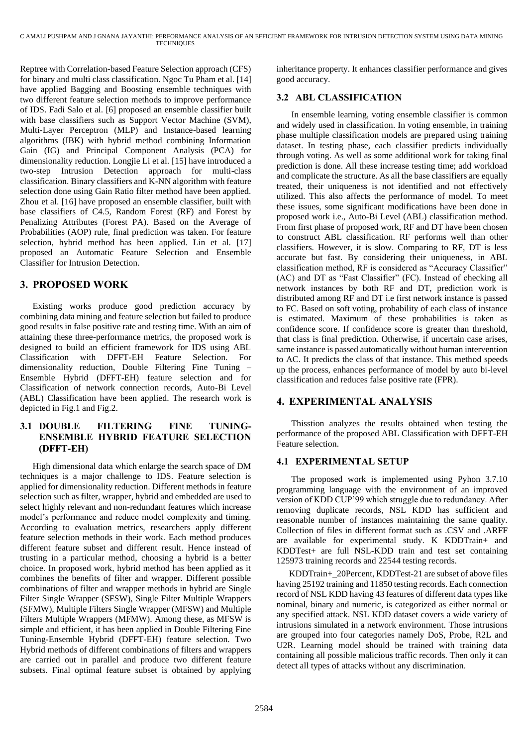Reptree with Correlation-based Feature Selection approach (CFS) for binary and multi class classification. Ngoc Tu Pham et al. [14] have applied Bagging and Boosting ensemble techniques with two different feature selection methods to improve performance of IDS. Fadi Salo et al. [6] proposed an ensemble classifier built with base classifiers such as Support Vector Machine (SVM), Multi-Layer Perceptron (MLP) and Instance-based learning algorithms (IBK) with hybrid method combining Information Gain (IG) and Principal Component Analysis (PCA) for dimensionality reduction. Longjie Li et al. [15] have introduced a two-step Intrusion Detection approach for multi-class classification. Binary classifiers and K-NN algorithm with feature selection done using Gain Ratio filter method have been applied. Zhou et al. [16] have proposed an ensemble classifier, built with base classifiers of C4.5, Random Forest (RF) and Forest by Penalizing Attributes (Forest PA). Based on the Average of Probabilities (AOP) rule, final prediction was taken. For feature selection, hybrid method has been applied. Lin et al. [17] proposed an Automatic Feature Selection and Ensemble Classifier for Intrusion Detection.

## 3. PROPOSED WORK

Existing works produce good prediction accuracy by combining data mining and feature selection but failed to produce good results in false positive rate and testing time. With an aim of attaining these three-performance metrics, the proposed work is designed to build an efficient framework for IDS using ABL Classification with DFFT-EH Feature Selection. For dimensionality reduction, Double Filtering Fine Tuning – Ensemble Hybrid (DFFT-EH) feature selection and for Classification of network connection records, Auto-Bi Level (ABL) Classification have been applied. The research work is depicted in Fig.1 and Fig.2.

### 3.1 DOUBLE FILTERING FINE TUNING-ENSEMBLE HYBRID FEATURE SELECTION (DFFT-EH)

High dimensional data which enlarge the search space of DM techniques is a major challenge to IDS. Feature selection is applied for dimensionality reduction. Different methods in feature selection such as filter, wrapper, hybrid and embedded are used to select highly relevant and non-redundant features which increase model's performance and reduce model complexity and timing. According to evaluation metrics, researchers apply different feature selection methods in their work. Each method produces different feature subset and different result. Hence instead of trusting in a particular method, choosing a hybrid is a better choice. In proposed work, hybrid method has been applied as it combines the benefits of filter and wrapper. Different possible combinations of filter and wrapper methods in hybrid are Single Filter Single Wrapper (SFSW), Single Filter Multiple Wrappers (SFMW), Multiple Filters Single Wrapper (MFSW) and Multiple Filters Multiple Wrappers (MFMW). Among these, as MFSW is simple and efficient, it has been applied in Double Filtering Fine Tuning-Ensemble Hybrid (DFFT-EH) feature selection. Two Hybrid methods of different combinations of filters and wrappers are carried out in parallel and produce two different feature subsets. Final optimal feature subset is obtained by applying inheritance property. It enhances classifier performance and gives good accuracy.

### 3.2 ABL CLASSIFICATION

In ensemble learning, voting ensemble classifier is common and widely used in classification. In voting ensemble, in training phase multiple classification models are prepared using training dataset. In testing phase, each classifier predicts individually through voting. As well as some additional work for taking final prediction is done. All these increase testing time; add workload and complicate the structure. As all the base classifiers are equally treated, their uniqueness is not identified and not effectively utilized. This also affects the performance of model. To meet these issues, some significant modifications have been done in proposed work i.e., Auto-Bi Level (ABL) classification method. From first phase of proposed work, RF and DT have been chosen to construct ABL classification. RF performs well than other classifiers. However, it is slow. Comparing to RF, DT is less accurate but fast. By considering their uniqueness, in ABL classification method, RF is considered as "Accuracy Classifier" (AC) and DT as "Fast Classifier" (FC). Instead of checking all network instances by both RF and DT, prediction work is distributed among RF and DT i.e first network instance is passed to FC. Based on soft voting, probability of each class of instance is estimated. Maximum of these probabilities is taken as confidence score. If confidence score is greater than threshold, that class is final prediction. Otherwise, if uncertain case arises, same instance is passed automatically without human intervention to AC. It predicts the class of that instance. This method speeds up the process, enhances performance of model by auto bi-level classification and reduces false positive rate (FPR).

## 4. EXPERIMENTAL ANALYSIS

Thisstion analyzes the results obtained when testing the performance of the proposed ABL Classification with DFFT-EH Feature selection.

### 4.1 EXPERIMENTAL SETUP

The proposed work is implemented using Pyhon 3.7.10 programming language with the environment of an improved version of KDD CUP'99 which struggle due to redundancy. After removing duplicate records, NSL KDD has sufficient and reasonable number of instances maintaining the same quality. Collection of files in different format such as .CSV and .ARFF are available for experimental study. K KDDTrain+ and KDDTest+ are full NSL-KDD train and test set containing 125973 training records and 22544 testing records.

KDDTrain+_20Percent, KDDTest-21 are subset of above files having 25192 training and 11850 testing records. Each connection record of NSL KDD having 43 features of different data types like nominal, binary and numeric, is categorized as either normal or any specified attack. NSL KDD dataset covers a wide variety of intrusions simulated in a network environment. Those intrusions are grouped into four categories namely DoS, Probe, R2L and U2R. Learning model should be trained with training data containing all possible malicious traffic records. Then only it can detect all types of attacks without any discrimination.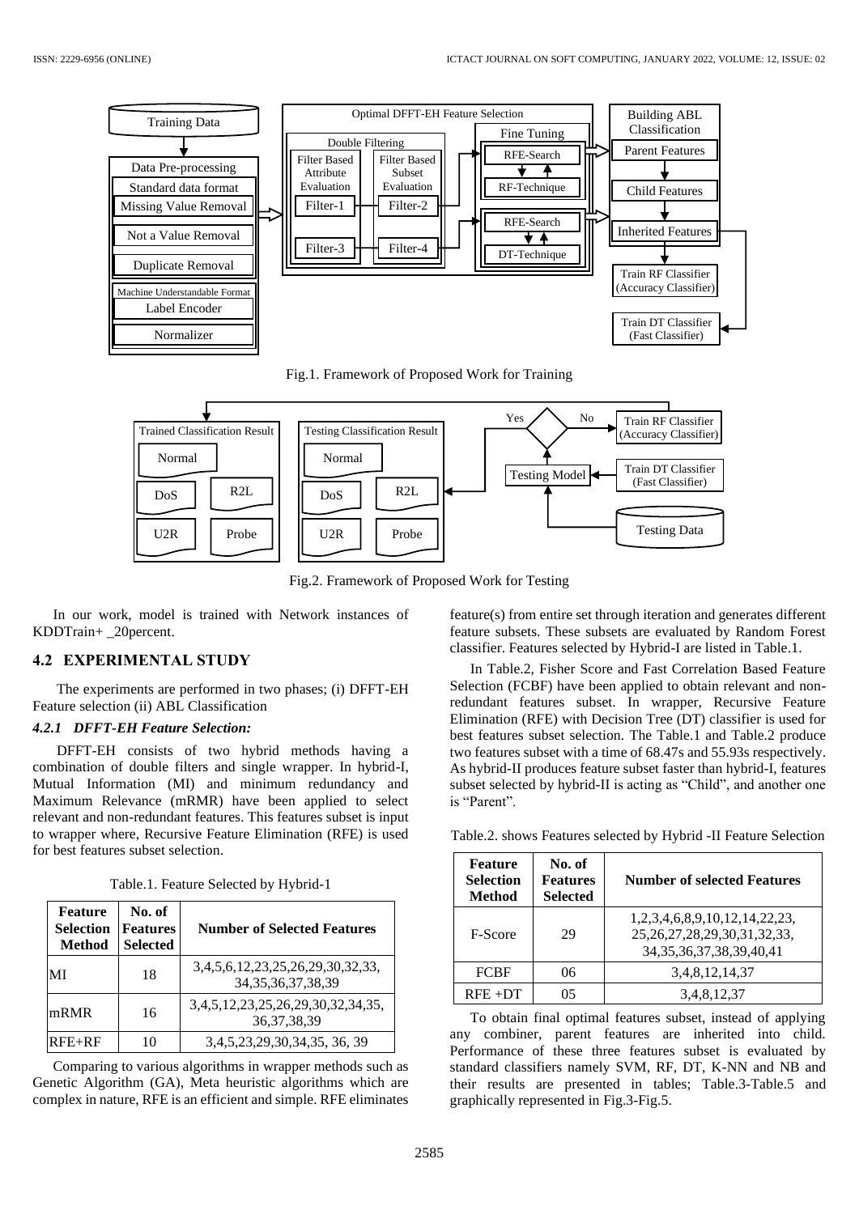Fig.1. Framework of Proposed Work for Training

Fig.2. Framework of Proposed Work for Testing

In our work, model is trained with Network instances of KDDTrain+ _20percent.

## 4.2 EXPERIMENTAL STUDY

The experiments are performed in two phases; (i) DFFT-EH Feature selection (ii) ABL Classification

### *4.2.1 DFFT-EH Feature Selection:*

DFFT-EH consists of two hybrid methods having a combination of double filters and single wrapper. In hybrid-I, Mutual Information (MI) and minimum redundancy and Maximum Relevance (mRMR) have been applied to select relevant and non-redundant features. This features subset is input to wrapper where, Recursive Feature Elimination (RFE) is used for best features subset selection.

Table.1. Feature Selected by Hybrid-1

| Feature Selection Method | No. of Features Selected | Number of Selected Features |
|---|---|---|
| MI | 18 | 3,4,5,6,12,23,25,26,29,30,32,33, 34,35,36,37,38,39 |
| mRMR | 16 | 3,4,5,12,23,25,26,29,30,32,34,35, 36,37,38,39 |
| RFE+RF | 10 | 3,4,5,23,29,30,34,35, 36, 39 |

Comparing to various algorithms in wrapper methods such as Genetic Algorithm (GA), Meta heuristic algorithms which are complex in nature, RFE is an efficient and simple. RFE eliminates feature(s) from entire set through iteration and generates different feature subsets. These subsets are evaluated by Random Forest classifier. Features selected by Hybrid-I are listed in Table.1.

In Table.2, Fisher Score and Fast Correlation Based Feature Selection (FCBF) have been applied to obtain relevant and non-redundant features subset. In wrapper, Recursive Feature Elimination (RFE) with Decision Tree (DT) classifier is used for best features subset selection. The Table.1 and Table.2 produce two features subset with a time of 68.47s and 55.93s respectively. As hybrid-II produces feature subset faster than hybrid-I, features subset selected by hybrid-II is acting as "Child", and another one is "Parent".

Table.2. shows Features selected by Hybrid -II Feature Selection

| Feature Selection Method | No. of Features Selected | Number of selected Features |
|---|---|---|
| F-Score | 29 | 1,2,3,4,6,8,9,10,12,14,22,23, 25,26,27,28,29,30,31,32,33, 34,35,36,37,38,39,40,41 |
| FCBF | 06 | 3,4,8,12,14,37 |
| RFE +DT | 05 | 3,4,8,12,37 |

To obtain final optimal features subset, instead of applying any combiner, parent features are inherited into child. Performance of these three features subset is evaluated by standard classifiers namely SVM, RF, DT, K-NN and NB and their results are presented in tables; Table.3-Table.5 and graphically represented in Fig.3-Fig.5.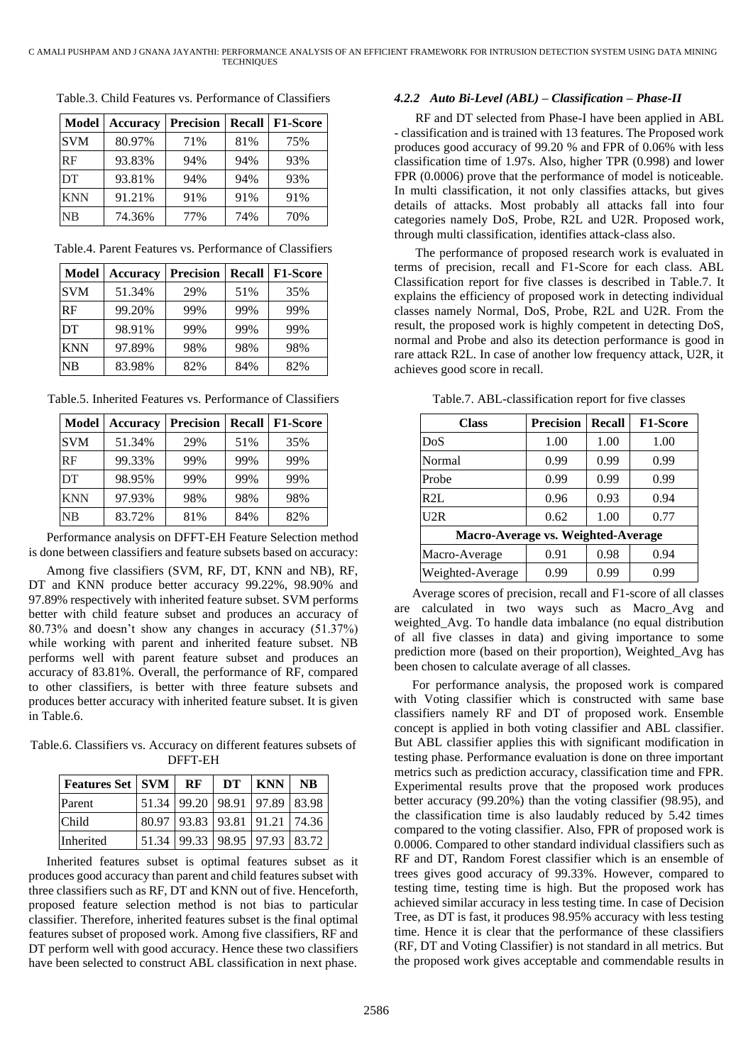Table.3. Child Features vs. Performance of Classifiers

| Model | Accuracy | Precision | Recall | F1-Score |
|---|---|---|---|---|
| SVM | 80.97% | 71% | 81% | 75% |
| RF | 93.83% | 94% | 94% | 93% |
| DT | 93.81% | 94% | 94% | 93% |
| KNN | 91.21% | 91% | 91% | 91% |
| NB | 74.36% | 77% | 74% | 70% |

Table.4. Parent Features vs. Performance of Classifiers

| Model | Accuracy | Precision | Recall | F1-Score |
|---|---|---|---|---|
| SVM | 51.34% | 29% | 51% | 35% |
| RF | 99.20% | 99% | 99% | 99% |
| DT | 98.91% | 99% | 99% | 99% |
| KNN | 97.89% | 98% | 98% | 98% |
| NB | 83.98% | 82% | 84% | 82% |

Table.5. Inherited Features vs. Performance of Classifiers

| Model | Accuracy | Precision | Recall | F1-Score |
|---|---|---|---|---|
| SVM | 51.34% | 29% | 51% | 35% |
| RF | 99.33% | 99% | 99% | 99% |
| DT | 98.95% | 99% | 99% | 99% |
| KNN | 97.93% | 98% | 98% | 98% |
| NB | 83.72% | 81% | 84% | 82% |

Performance analysis on DFFT-EH Feature Selection method is done between classifiers and feature subsets based on accuracy:

Among five classifiers (SVM, RF, DT, KNN and NB), RF, DT and KNN produce better accuracy 99.22%, 98.90% and 97.89% respectively with inherited feature subset. SVM performs better with child feature subset and produces an accuracy of 80.73% and doesn't show any changes in accuracy (51.37%) while working with parent and inherited feature subset. NB performs well with parent feature subset and produces an accuracy of 83.81%. Overall, the performance of RF, compared to other classifiers, is better with three feature subsets and produces better accuracy with inherited feature subset. It is given in Table.6.

Table.6. Classifiers vs. Accuracy on different features subsets of DFFT-EH

| Features Set | SVM | RF | DT | KNN | NB |
|---|---|---|---|---|---|
| Parent | 51.34 | 99.20 | 98.91 | 97.89 | 83.98 |
| Child | 80.97 | 93.83 | 93.81 | 91.21 | 74.36 |
| Inherited | 51.34 | 99.33 | 98.95 | 97.93 | 83.72 |

Inherited features subset is optimal features subset as it produces good accuracy than parent and child features subset with three classifiers such as RF, DT and KNN out of five. Henceforth, proposed feature selection method is not bias to particular classifier. Therefore, inherited features subset is the final optimal features subset of proposed work. Among five classifiers, RF and DT perform well with good accuracy. Hence these two classifiers have been selected to construct ABL classification in next phase.

#### *4.2.2 Auto Bi-Level (ABL) – Classification – Phase-II*

RF and DT selected from Phase-I have been applied in ABL - classification and is trained with 13 features. The Proposed work produces good accuracy of 99.20 % and FPR of 0.06% with less classification time of 1.97s. Also, higher TPR (0.998) and lower FPR (0.0006) prove that the performance of model is noticeable. In multi classification, it not only classifies attacks, but gives details of attacks. Most probably all attacks fall into four categories namely DoS, Probe, R2L and U2R. Proposed work, through multi classification, identifies attack-class also.

The performance of proposed research work is evaluated in terms of precision, recall and F1-Score for each class. ABL Classification report for five classes is described in Table.7. It explains the efficiency of proposed work in detecting individual classes namely Normal, DoS, Probe, R2L and U2R. From the result, the proposed work is highly competent in detecting DoS, normal and Probe and also its detection performance is good in rare attack R2L. In case of another low frequency attack, U2R, it achieves good score in recall.

Table.7. ABL-classification report for five classes

| Class | Precision | Recall | F1-Score |
|---|---|---|---|
| DoS | 1.00 | 1.00 | 1.00 |
| Normal | 0.99 | 0.99 | 0.99 |
| Probe | 0.99 | 0.99 | 0.99 |
| R2L | 0.96 | 0.93 | 0.94 |
| U2R | 0.62 | 1.00 | 0.77 |
| **Macro-Average vs. Weighted-Average** | | | |
| Macro-Average | 0.91 | 0.98 | 0.94 |
| Weighted-Average | 0.99 | 0.99 | 0.99 |

Average scores of precision, recall and F1-score of all classes are calculated in two ways such as Macro_Avg and weighted_Avg. To handle data imbalance (no equal distribution of all five classes in data) and giving importance to some prediction more (based on their proportion), Weighted_Avg has been chosen to calculate average of all classes.

For performance analysis, the proposed work is compared with Voting classifier which is constructed with same base classifiers namely RF and DT of proposed work. Ensemble concept is applied in both voting classifier and ABL classifier. But ABL classifier applies this with significant modification in testing phase. Performance evaluation is done on three important metrics such as prediction accuracy, classification time and FPR. Experimental results prove that the proposed work produces better accuracy (99.20%) than the voting classifier (98.95), and the classification time is also laudably reduced by 5.42 times compared to the voting classifier. Also, FPR of proposed work is 0.0006. Compared to other standard individual classifiers such as RF and DT, Random Forest classifier which is an ensemble of trees gives good accuracy of 99.33%. However, compared to testing time, testing time is high. But the proposed work has achieved similar accuracy in less testing time. In case of Decision Tree, as DT is fast, it produces 98.95% accuracy with less testing time. Hence it is clear that the performance of these classifiers (RF, DT and Voting Classifier) is not standard in all metrics. But the proposed work gives acceptable and commendable results in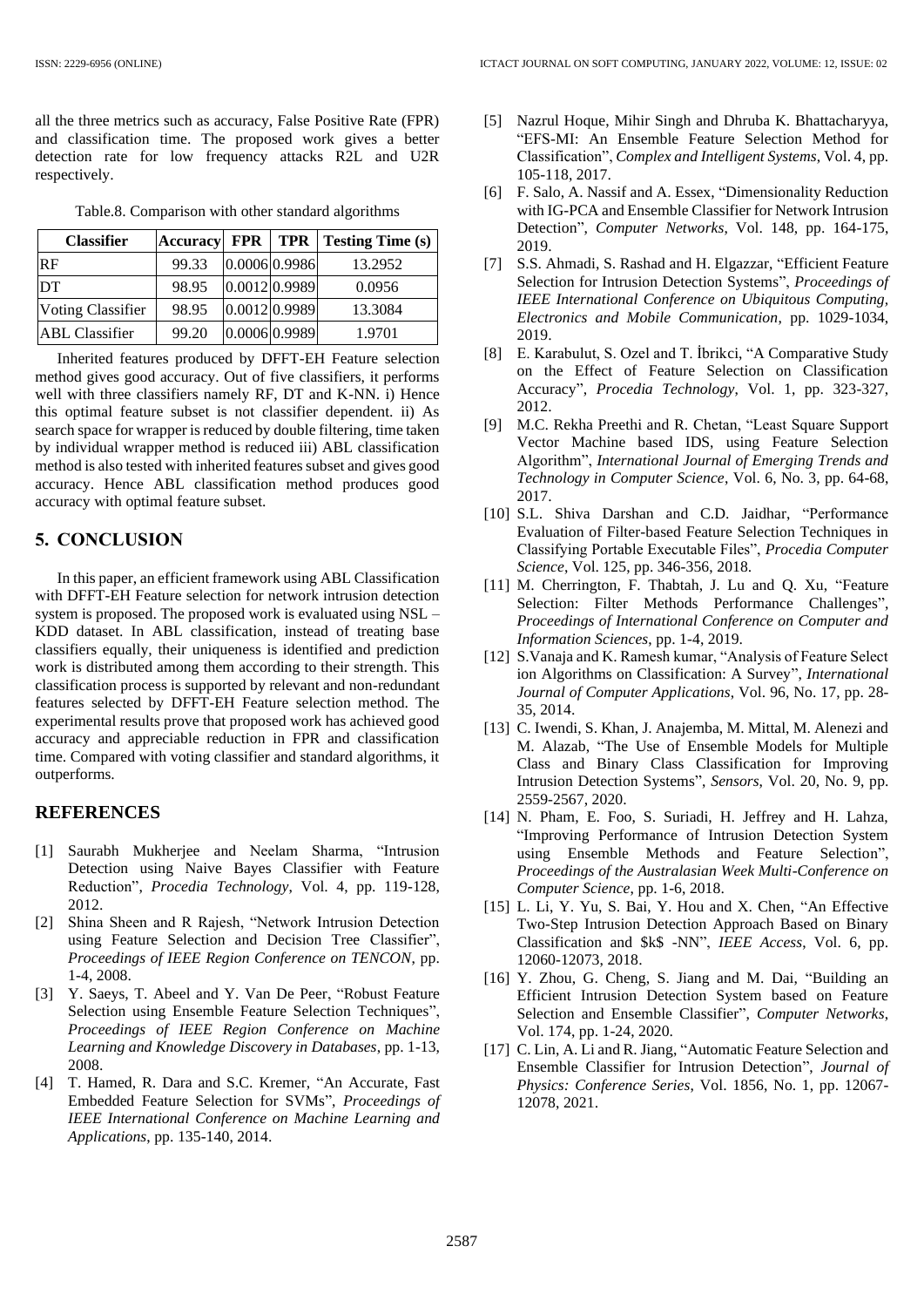all the three metrics such as accuracy, False Positive Rate (FPR) and classification time. The proposed work gives a better detection rate for low frequency attacks R2L and U2R respectively.

Table.8. Comparison with other standard algorithms

| Classifier | Accuracy | FPR | TPR | Testing Time (s) |
|---|---|---|---|---|
| RF | 99.33 | 0.0006 | 0.9986 | 13.2952 |
| DT | 98.95 | 0.0012 | 0.9989 | 0.0956 |
| Voting Classifier | 98.95 | 0.0012 | 0.9989 | 13.3084 |
| ABL Classifier | 99.20 | 0.0006 | 0.9989 | 1.9701 |

Inherited features produced by DFFT-EH Feature selection method gives good accuracy. Out of five classifiers, it performs well with three classifiers namely RF, DT and K-NN. i) Hence this optimal feature subset is not classifier dependent. ii) As search space for wrapper is reduced by double filtering, time taken by individual wrapper method is reduced iii) ABL classification method is also tested with inherited features subset and gives good accuracy. Hence ABL classification method produces good accuracy with optimal feature subset.

## 5. CONCLUSION

In this paper, an efficient framework using ABL Classification with DFFT-EH Feature selection for network intrusion detection system is proposed. The proposed work is evaluated using NSL – KDD dataset. In ABL classification, instead of treating base classifiers equally, their uniqueness is identified and prediction work is distributed among them according to their strength. This classification process is supported by relevant and non-redundant features selected by DFFT-EH Feature selection method. The experimental results prove that proposed work has achieved good accuracy and appreciable reduction in FPR and classification time. Compared with voting classifier and standard algorithms, it outperforms.

## REFERENCES

[1] Saurabh Mukherjee and Neelam Sharma, "Intrusion Detection using Naive Bayes Classifier with Feature Reduction", *Procedia Technology*, Vol. 4, pp. 119-128, 2012.

[2] Shina Sheen and R Rajesh, "Network Intrusion Detection using Feature Selection and Decision Tree Classifier", *Proceedings of IEEE Region Conference on TENCON*, pp. 1-4, 2008.

[3] Y. Saeys, T. Abeel and Y. Van De Peer, "Robust Feature Selection using Ensemble Feature Selection Techniques", *Proceedings of IEEE Region Conference on Machine Learning and Knowledge Discovery in Databases*, pp. 1-13, 2008.

[4] T. Hamed, R. Dara and S.C. Kremer, "An Accurate, Fast Embedded Feature Selection for SVMs", *Proceedings of IEEE International Conference on Machine Learning and Applications*, pp. 135-140, 2014.

[5] Nazrul Hoque, Mihir Singh and Dhruba K. Bhattacharyya, "EFS-MI: An Ensemble Feature Selection Method for Classification", *Complex and Intelligent Systems*, Vol. 4, pp. 105-118, 2017.

[6] F. Salo, A. Nassif and A. Essex, "Dimensionality Reduction with IG-PCA and Ensemble Classifier for Network Intrusion Detection", *Computer Networks*, Vol. 148, pp. 164-175, 2019.

[7] S.S. Ahmadi, S. Rashad and H. Elgazzar, "Efficient Feature Selection for Intrusion Detection Systems", *Proceedings of IEEE International Conference on Ubiquitous Computing, Electronics and Mobile Communication*, pp. 1029-1034, 2019.

[8] E. Karabulut, S. Ozel and T. İbrikci, "A Comparative Study on the Effect of Feature Selection on Classification Accuracy", *Procedia Technology*, Vol. 1, pp. 323-327, 2012.

[9] M.C. Rekha Preethi and R. Chetan, "Least Square Support Vector Machine based IDS, using Feature Selection Algorithm", *International Journal of Emerging Trends and Technology in Computer Science*, Vol. 6, No. 3, pp. 64-68, 2017.

[10] S.L. Shiva Darshan and C.D. Jaidhar, "Performance Evaluation of Filter-based Feature Selection Techniques in Classifying Portable Executable Files", *Procedia Computer Science*, Vol. 125, pp. 346-356, 2018.

[11] M. Cherrington, F. Thabtah, J. Lu and Q. Xu, "Feature Selection: Filter Methods Performance Challenges", *Proceedings of International Conference on Computer and Information Sciences*, pp. 1-4, 2019.

[12] S.Vanaja and K. Ramesh kumar, "Analysis of Feature Select ion Algorithms on Classification: A Survey", *International Journal of Computer Applications*, Vol. 96, No. 17, pp. 28-35, 2014.

[13] C. Iwendi, S. Khan, J. Anajemba, M. Mittal, M. Alenezi and M. Alazab, "The Use of Ensemble Models for Multiple Class and Binary Class Classification for Improving Intrusion Detection Systems", *Sensors*, Vol. 20, No. 9, pp. 2559-2567, 2020.

[14] N. Pham, E. Foo, S. Suriadi, H. Jeffrey and H. Lahza, "Improving Performance of Intrusion Detection System using Ensemble Methods and Feature Selection", *Proceedings of the Australasian Week Multi-Conference on Computer Science*, pp. 1-6, 2018.

[15] L. Li, Y. Yu, S. Bai, Y. Hou and X. Chen, "An Effective Two-Step Intrusion Detection Approach Based on Binary Classification and $k$ -NN", *IEEE Access*, Vol. 6, pp. 12060-12073, 2018.

[16] Y. Zhou, G. Cheng, S. Jiang and M. Dai, "Building an Efficient Intrusion Detection System based on Feature Selection and Ensemble Classifier", *Computer Networks*, Vol. 174, pp. 1-24, 2020.

[17] C. Lin, A. Li and R. Jiang, "Automatic Feature Selection and Ensemble Classifier for Intrusion Detection", *Journal of Physics: Conference Series*, Vol. 1856, No. 1, pp. 12067-12078, 2021.